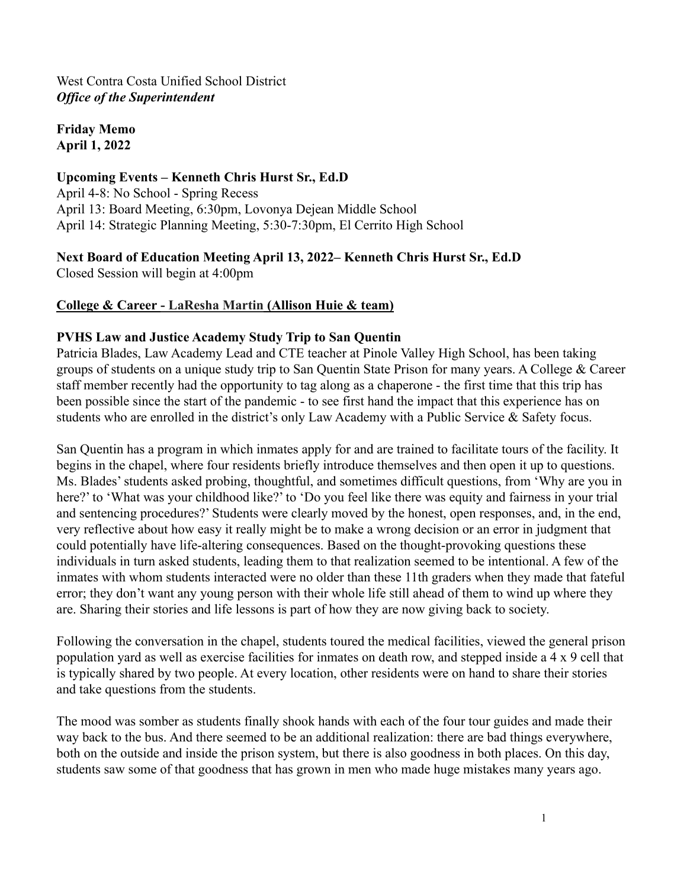West Contra Costa Unified School District
***Office of the Superintendent***

**Friday Memo**
**April 1, 2022**

**Upcoming Events – Kenneth Chris Hurst Sr., Ed.D**
April 4-8: No School - Spring Recess
April 13: Board Meeting, 6:30pm, Lovonya Dejean Middle School
April 14: Strategic Planning Meeting, 5:30-7:30pm, El Cerrito High School

**Next Board of Education Meeting April 13, 2022– Kenneth Chris Hurst Sr., Ed.D**
Closed Session will begin at 4:00pm

**College & Career - LaResha Martin (Allison Huie & team)**

**PVHS Law and Justice Academy Study Trip to San Quentin**

Patricia Blades, Law Academy Lead and CTE teacher at Pinole Valley High School, has been taking groups of students on a unique study trip to San Quentin State Prison for many years. A College & Career staff member recently had the opportunity to tag along as a chaperone - the first time that this trip has been possible since the start of the pandemic - to see first hand the impact that this experience has on students who are enrolled in the district's only Law Academy with a Public Service & Safety focus.

San Quentin has a program in which inmates apply for and are trained to facilitate tours of the facility. It begins in the chapel, where four residents briefly introduce themselves and then open it up to questions. Ms. Blades' students asked probing, thoughtful, and sometimes difficult questions, from 'Why are you in here?' to 'What was your childhood like?' to 'Do you feel like there was equity and fairness in your trial and sentencing procedures?' Students were clearly moved by the honest, open responses, and, in the end, very reflective about how easy it really might be to make a wrong decision or an error in judgment that could potentially have life-altering consequences. Based on the thought-provoking questions these individuals in turn asked students, leading them to that realization seemed to be intentional. A few of the inmates with whom students interacted were no older than these 11th graders when they made that fateful error; they don't want any young person with their whole life still ahead of them to wind up where they are. Sharing their stories and life lessons is part of how they are now giving back to society.

Following the conversation in the chapel, students toured the medical facilities, viewed the general prison population yard as well as exercise facilities for inmates on death row, and stepped inside a 4 x 9 cell that is typically shared by two people. At every location, other residents were on hand to share their stories and take questions from the students.

The mood was somber as students finally shook hands with each of the four tour guides and made their way back to the bus. And there seemed to be an additional realization: there are bad things everywhere, both on the outside and inside the prison system, but there is also goodness in both places. On this day, students saw some of that goodness that has grown in men who made huge mistakes many years ago.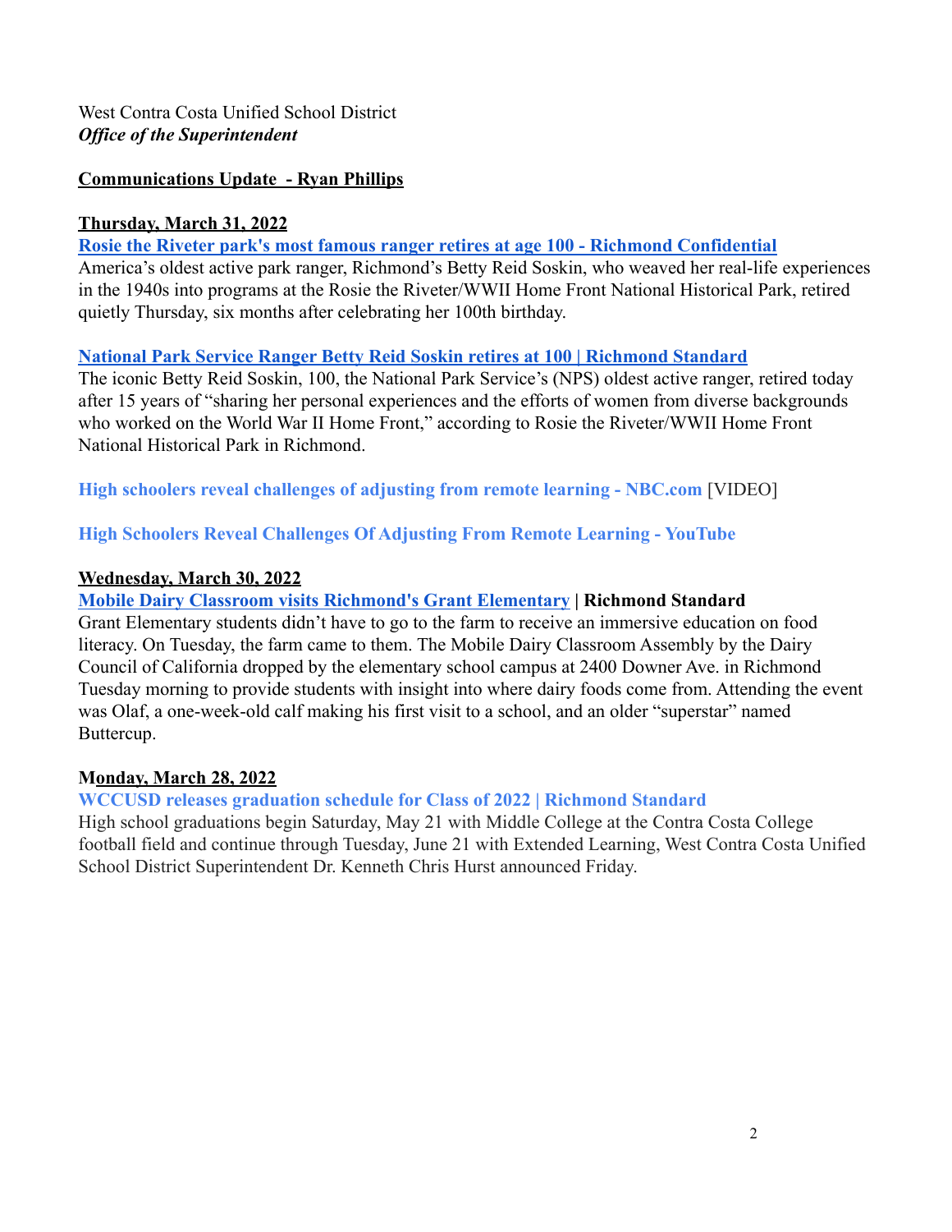West Contra Costa Unified School District
***Office of the Superintendent***

**Communications Update - Ryan Phillips**

**Thursday, March 31, 2022**

**Rosie the Riveter park's most famous ranger retires at age 100 - Richmond Confidential**

America's oldest active park ranger, Richmond's Betty Reid Soskin, who weaved her real-life experiences in the 1940s into programs at the Rosie the Riveter/WWII Home Front National Historical Park, retired quietly Thursday, six months after celebrating her 100th birthday.

**National Park Service Ranger Betty Reid Soskin retires at 100 | Richmond Standard**

The iconic Betty Reid Soskin, 100, the National Park Service's (NPS) oldest active ranger, retired today after 15 years of "sharing her personal experiences and the efforts of women from diverse backgrounds who worked on the World War II Home Front," according to Rosie the Riveter/WWII Home Front National Historical Park in Richmond.

**High schoolers reveal challenges of adjusting from remote learning - NBC.com** [VIDEO]

**High Schoolers Reveal Challenges Of Adjusting From Remote Learning - YouTube**

**Wednesday, March 30, 2022**

**Mobile Dairy Classroom visits Richmond's Grant Elementary | Richmond Standard**

Grant Elementary students didn't have to go to the farm to receive an immersive education on food literacy. On Tuesday, the farm came to them. The Mobile Dairy Classroom Assembly by the Dairy Council of California dropped by the elementary school campus at 2400 Downer Ave. in Richmond Tuesday morning to provide students with insight into where dairy foods come from. Attending the event was Olaf, a one-week-old calf making his first visit to a school, and an older "superstar" named Buttercup.

**Monday, March 28, 2022**

**WCCUSD releases graduation schedule for Class of 2022 | Richmond Standard**

High school graduations begin Saturday, May 21 with Middle College at the Contra Costa College football field and continue through Tuesday, June 21 with Extended Learning, West Contra Costa Unified School District Superintendent Dr. Kenneth Chris Hurst announced Friday.